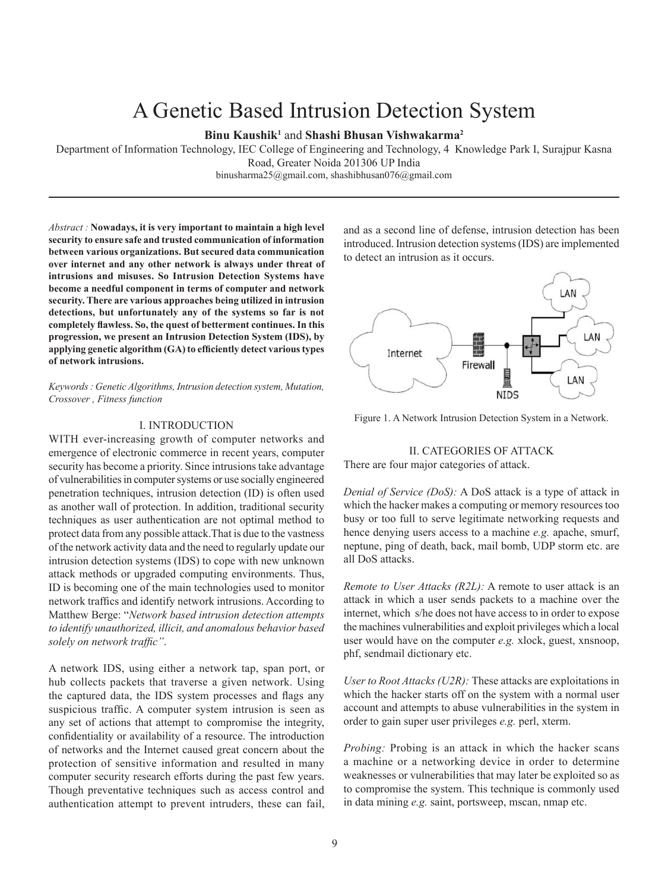# A Genetic Based Intrusion Detection System

**Binu Kaushik**[1] and **Shashi Bhusan Vishwakarma**[2]

Department of Information Technology, IEC College of Engineering and Technology, 4 Knowledge Park I, Surajpur Kasna Road, Greater Noida 201306 UP India

binusharma25@gmail.com, shashibhusan076@gmail.com

*Abstract :* **Nowadays, it is very important to maintain a high level security to ensure safe and trusted communication of information between various organizations. But secured data communication over internet and any other network is always under threat of intrusions and misuses. So Intrusion Detection Systems have become a needful component in terms of computer and network security. There are various approaches being utilized in intrusion detections, but unfortunately any of the systems so far is not completely flawless. So, the quest of betterment continues. In this progression, we present an Intrusion Detection System (IDS), by applying genetic algorithm (GA) to efficiently detect various types of network intrusions.**

*Keywords : Genetic Algorithms, Intrusion detection system, Mutation, Crossover , Fitness function*

## I. INTRODUCTION

WITH ever-increasing growth of computer networks and emergence of electronic commerce in recent years, computer security has become a priority. Since intrusions take advantage of vulnerabilities in computer systems or use socially engineered penetration techniques, intrusion detection (ID) is often used as another wall of protection. In addition, traditional security techniques as user authentication are not optimal method to protect data from any possible attack.That is due to the vastness of the network activity data and the need to regularly update our intrusion detection systems (IDS) to cope with new unknown attack methods or upgraded computing environments. Thus, ID is becoming one of the main technologies used to monitor network traffics and identify network intrusions. According to Matthew Berge: "*Network based intrusion detection attempts to identify unauthorized, illicit, and anomalous behavior based solely on network traffic"*.

A network IDS, using either a network tap, span port, or hub collects packets that traverse a given network. Using the captured data, the IDS system processes and flags any suspicious traffic. A computer system intrusion is seen as any set of actions that attempt to compromise the integrity, confidentiality or availability of a resource. The introduction of networks and the Internet caused great concern about the protection of sensitive information and resulted in many computer security research efforts during the past few years. Though preventative techniques such as access control and authentication attempt to prevent intruders, these can fail, and as a second line of defense, intrusion detection has been introduced. Intrusion detection systems (IDS) are implemented to detect an intrusion as it occurs.

Figure 1. A Network Intrusion Detection System in a Network.

## II. CATEGORIES OF ATTACK

There are four major categories of attack.

*Denial of Service (DoS):* A DoS attack is a type of attack in which the hacker makes a computing or memory resources too busy or too full to serve legitimate networking requests and hence denying users access to a machine *e.g.* apache, smurf, neptune, ping of death, back, mail bomb, UDP storm etc. are all DoS attacks.

*Remote to User Attacks (R2L):* A remote to user attack is an attack in which a user sends packets to a machine over the internet, which s/he does not have access to in order to expose the machines vulnerabilities and exploit privileges which a local user would have on the computer *e.g.* xlock, guest, xnsnoop, phf, sendmail dictionary etc.

*User to Root Attacks (U2R):* These attacks are exploitations in which the hacker starts off on the system with a normal user account and attempts to abuse vulnerabilities in the system in order to gain super user privileges *e.g.* perl, xterm.

*Probing:* Probing is an attack in which the hacker scans a machine or a networking device in order to determine weaknesses or vulnerabilities that may later be exploited so as to compromise the system. This technique is commonly used in data mining *e.g.* saint, portsweep, mscan, nmap etc.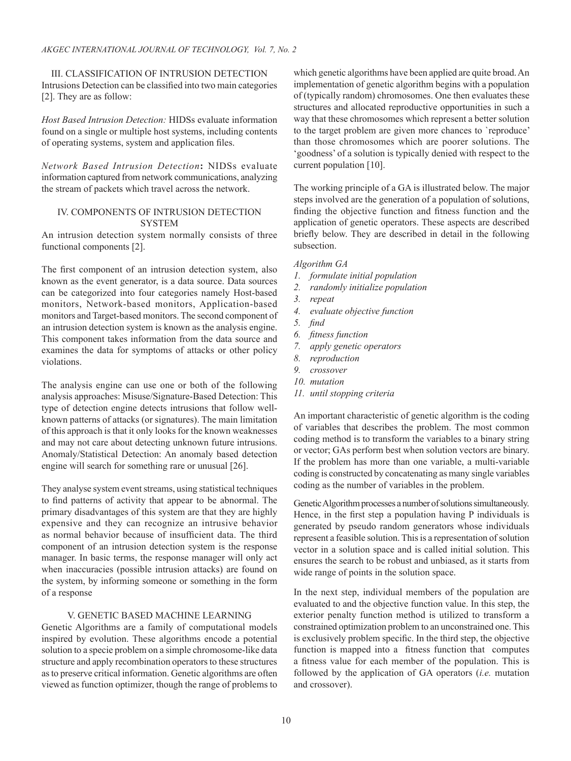## III. CLASSIFICATION OF INTRUSION DETECTION

Intrusions Detection can be classified into two main categories [2]. They are as follow:

*Host Based Intrusion Detection:* HIDSs evaluate information found on a single or multiple host systems, including contents of operating systems, system and application files.

*Network Based Intrusion Detection***:** NIDSs evaluate information captured from network communications, analyzing the stream of packets which travel across the network.

## IV. COMPONENTS OF INTRUSION DETECTION SYSTEM

An intrusion detection system normally consists of three functional components [2].

The first component of an intrusion detection system, also known as the event generator, is a data source. Data sources can be categorized into four categories namely Host-based monitors, Network-based monitors, Application-based monitors and Target-based monitors. The second component of an intrusion detection system is known as the analysis engine. This component takes information from the data source and examines the data for symptoms of attacks or other policy violations.

The analysis engine can use one or both of the following analysis approaches: Misuse/Signature-Based Detection: This type of detection engine detects intrusions that follow well-known patterns of attacks (or signatures). The main limitation of this approach is that it only looks for the known weaknesses and may not care about detecting unknown future intrusions. Anomaly/Statistical Detection: An anomaly based detection engine will search for something rare or unusual [26].

They analyse system event streams, using statistical techniques to find patterns of activity that appear to be abnormal. The primary disadvantages of this system are that they are highly expensive and they can recognize an intrusive behavior as normal behavior because of insufficient data. The third component of an intrusion detection system is the response manager. In basic terms, the response manager will only act when inaccuracies (possible intrusion attacks) are found on the system, by informing someone or something in the form of a response

## V. GENETIC BASED MACHINE LEARNING

Genetic Algorithms are a family of computational models inspired by evolution. These algorithms encode a potential solution to a specie problem on a simple chromosome-like data structure and apply recombination operators to these structures as to preserve critical information. Genetic algorithms are often viewed as function optimizer, though the range of problems to which genetic algorithms have been applied are quite broad. An implementation of genetic algorithm begins with a population of (typically random) chromosomes. One then evaluates these structures and allocated reproductive opportunities in such a way that these chromosomes which represent a better solution to the target problem are given more chances to `reproduce' than those chromosomes which are poorer solutions. The 'goodness' of a solution is typically denied with respect to the current population [10].

The working principle of a GA is illustrated below. The major steps involved are the generation of a population of solutions, finding the objective function and fitness function and the application of genetic operators. These aspects are described briefly below. They are described in detail in the following subsection.

*Algorithm GA*

1. *formulate initial population*
2. *randomly initialize population*
3. *repeat*
4. *evaluate objective function*
5. *find*
6. *fitness function*
7. *apply genetic operators*
8. *reproduction*
9. *crossover*
10. *mutation*
11. *until stopping criteria*

An important characteristic of genetic algorithm is the coding of variables that describes the problem. The most common coding method is to transform the variables to a binary string or vector; GAs perform best when solution vectors are binary. If the problem has more than one variable, a multi-variable coding is constructed by concatenating as many single variables coding as the number of variables in the problem.

Genetic Algorithm processes a number of solutions simultaneously. Hence, in the first step a population having P individuals is generated by pseudo random generators whose individuals represent a feasible solution. This is a representation of solution vector in a solution space and is called initial solution. This ensures the search to be robust and unbiased, as it starts from wide range of points in the solution space.

In the next step, individual members of the population are evaluated to and the objective function value. In this step, the exterior penalty function method is utilized to transform a constrained optimization problem to an unconstrained one. This is exclusively problem specific. In the third step, the objective function is mapped into a fitness function that computes a fitness value for each member of the population. This is followed by the application of GA operators (*i.e.* mutation and crossover).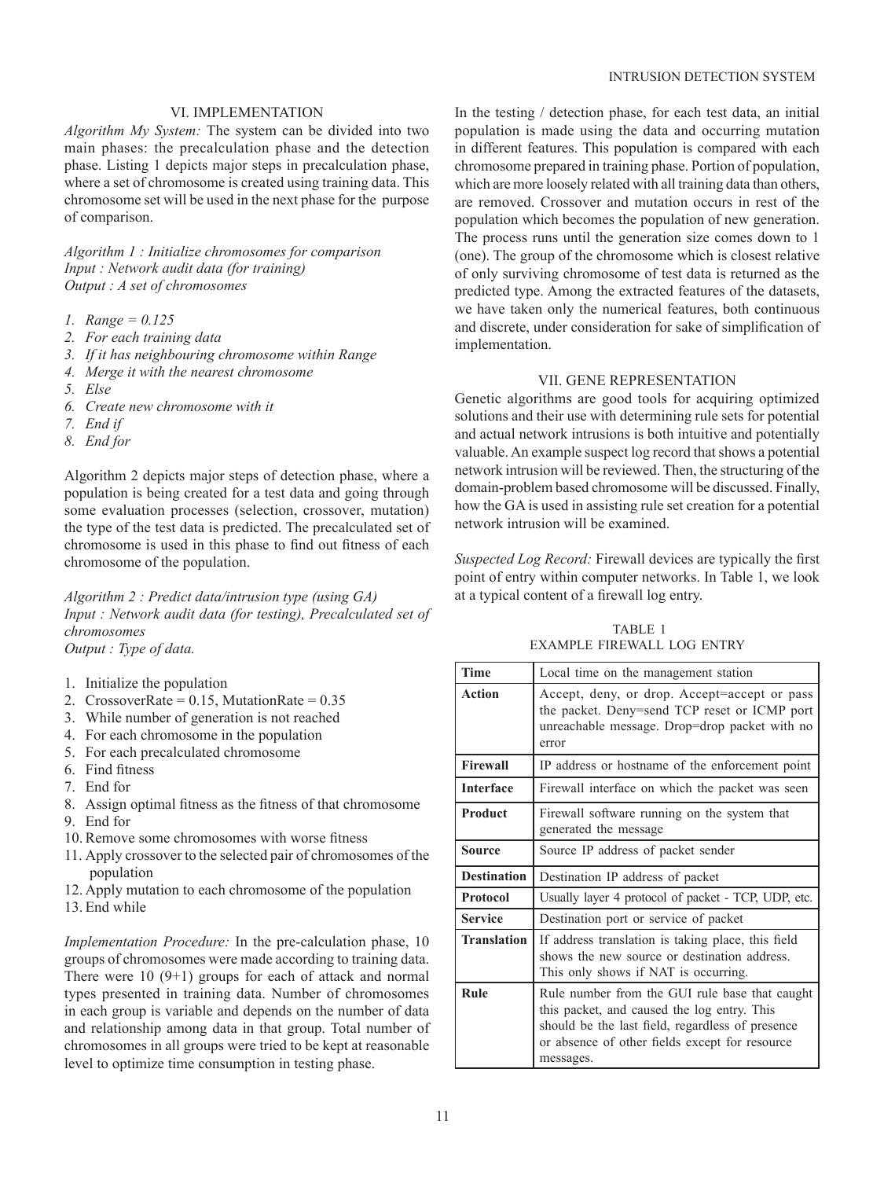## VI. IMPLEMENTATION

*Algorithm My System:* The system can be divided into two main phases: the precalculation phase and the detection phase. Listing 1 depicts major steps in precalculation phase, where a set of chromosome is created using training data. This chromosome set will be used in the next phase for the purpose of comparison.

*Algorithm 1 : Initialize chromosomes for comparison*
*Input : Network audit data (for training)*
*Output : A set of chromosomes*

1. *Range = 0.125*
2. *For each training data*
3. *If it has neighbouring chromosome within Range*
4. *Merge it with the nearest chromosome*
5. *Else*
6. *Create new chromosome with it*
7. *End if*
8. *End for*

Algorithm 2 depicts major steps of detection phase, where a population is being created for a test data and going through some evaluation processes (selection, crossover, mutation) the type of the test data is predicted. The precalculated set of chromosome is used in this phase to find out fitness of each chromosome of the population.

*Algorithm 2 : Predict data/intrusion type (using GA)*
*Input : Network audit data (for testing), Precalculated set of chromosomes*
*Output : Type of data.*

1. Initialize the population
2. CrossoverRate = 0.15, MutationRate = 0.35
3. While number of generation is not reached
4. For each chromosome in the population
5. For each precalculated chromosome
6. Find fitness
7. End for
8. Assign optimal fitness as the fitness of that chromosome
9. End for
10. Remove some chromosomes with worse fitness
11. Apply crossover to the selected pair of chromosomes of the population
12. Apply mutation to each chromosome of the population
13. End while

*Implementation Procedure:* In the pre-calculation phase, 10 groups of chromosomes were made according to training data. There were 10 (9+1) groups for each of attack and normal types presented in training data. Number of chromosomes in each group is variable and depends on the number of data and relationship among data in that group. Total number of chromosomes in all groups were tried to be kept at reasonable level to optimize time consumption in testing phase.

In the testing / detection phase, for each test data, an initial population is made using the data and occurring mutation in different features. This population is compared with each chromosome prepared in training phase. Portion of population, which are more loosely related with all training data than others, are removed. Crossover and mutation occurs in rest of the population which becomes the population of new generation. The process runs until the generation size comes down to 1 (one). The group of the chromosome which is closest relative of only surviving chromosome of test data is returned as the predicted type. Among the extracted features of the datasets, we have taken only the numerical features, both continuous and discrete, under consideration for sake of simplification of implementation.

## VII. GENE REPRESENTATION

Genetic algorithms are good tools for acquiring optimized solutions and their use with determining rule sets for potential and actual network intrusions is both intuitive and potentially valuable. An example suspect log record that shows a potential network intrusion will be reviewed. Then, the structuring of the domain-problem based chromosome will be discussed. Finally, how the GA is used in assisting rule set creation for a potential network intrusion will be examined.

*Suspected Log Record:* Firewall devices are typically the first point of entry within computer networks. In Table 1, we look at a typical content of a firewall log entry.

TABLE 1
EXAMPLE FIREWALL LOG ENTRY

| | |
|---|---|
| **Time** | Local time on the management station |
| **Action** | Accept, deny, or drop. Accept=accept or pass the packet. Deny=send TCP reset or ICMP port unreachable message. Drop=drop packet with no error |
| **Firewall** | IP address or hostname of the enforcement point |
| **Interface** | Firewall interface on which the packet was seen |
| **Product** | Firewall software running on the system that generated the message |
| **Source** | Source IP address of packet sender |
| **Destination** | Destination IP address of packet |
| **Protocol** | Usually layer 4 protocol of packet - TCP, UDP, etc. |
| **Service** | Destination port or service of packet |
| **Translation** | If address translation is taking place, this field shows the new source or destination address. This only shows if NAT is occurring. |
| **Rule** | Rule number from the GUI rule base that caught this packet, and caused the log entry. This should be the last field, regardless of presence or absence of other fields except for resource messages. |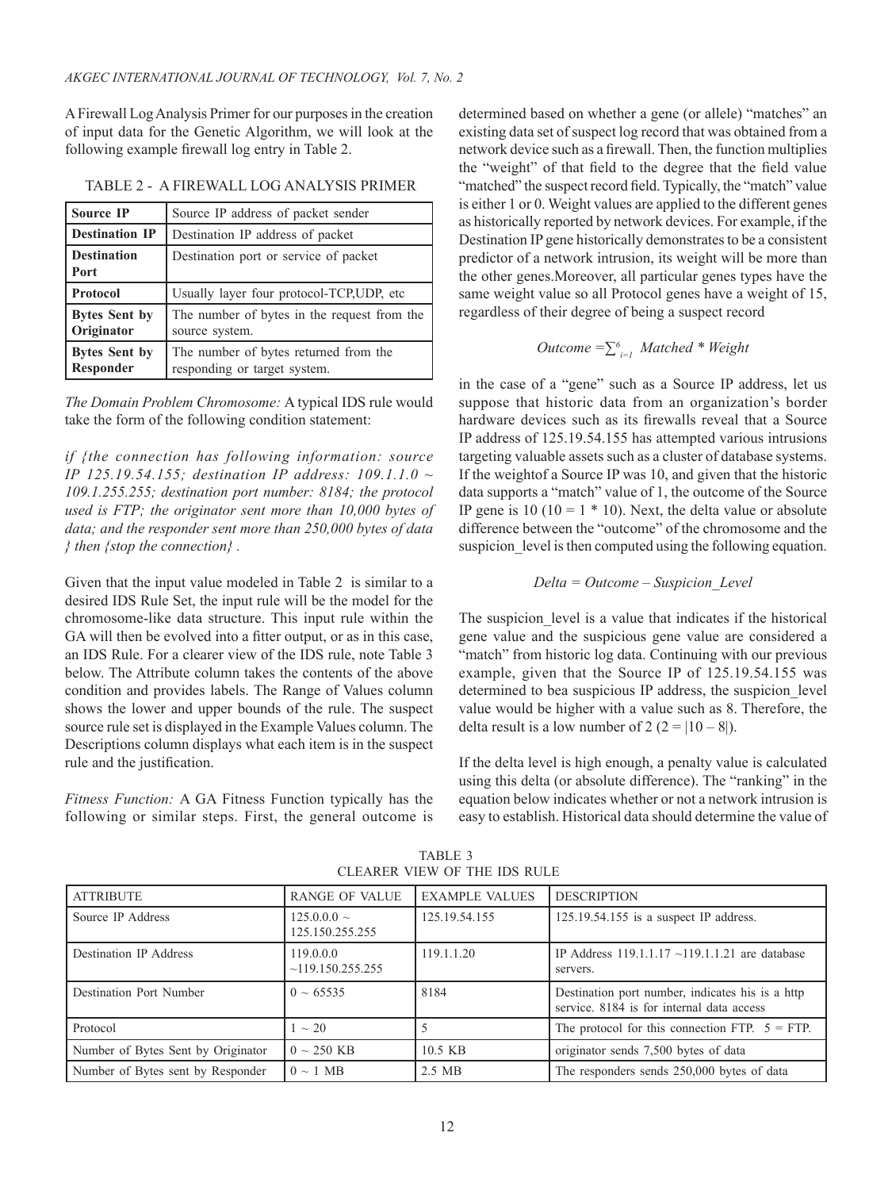A Firewall Log Analysis Primer for our purposes in the creation of input data for the Genetic Algorithm, we will look at the following example firewall log entry in Table 2.

TABLE 2 - A FIREWALL LOG ANALYSIS PRIMER

| | |
|---|---|
| **Source IP** | Source IP address of packet sender |
| **Destination IP** | Destination IP address of packet |
| **Destination Port** | Destination port or service of packet |
| **Protocol** | Usually layer four protocol-TCP,UDP, etc |
| **Bytes Sent by Originator** | The number of bytes in the request from the source system. |
| **Bytes Sent by Responder** | The number of bytes returned from the responding or target system. |

*The Domain Problem Chromosome:* A typical IDS rule would take the form of the following condition statement:

*if {the connection has following information: source IP 125.19.54.155; destination IP address: 109.1.1.0 ~ 109.1.255.255; destination port number: 8184; the protocol used is FTP; the originator sent more than 10,000 bytes of data; and the responder sent more than 250,000 bytes of data } then {stop the connection} .*

Given that the input value modeled in Table 2 is similar to a desired IDS Rule Set, the input rule will be the model for the chromosome-like data structure. This input rule within the GA will then be evolved into a fitter output, or as in this case, an IDS Rule. For a clearer view of the IDS rule, note Table 3 below. The Attribute column takes the contents of the above condition and provides labels. The Range of Values column shows the lower and upper bounds of the rule. The suspect source rule set is displayed in the Example Values column. The Descriptions column displays what each item is in the suspect rule and the justification.

*Fitness Function:* A GA Fitness Function typically has the following or similar steps. First, the general outcome is determined based on whether a gene (or allele) "matches" an existing data set of suspect log record that was obtained from a network device such as a firewall. Then, the function multiplies the "weight" of that field to the degree that the field value "matched" the suspect record field. Typically, the "match" value is either 1 or 0. Weight values are applied to the different genes as historically reported by network devices. For example, if the Destination IP gene historically demonstrates to be a consistent predictor of a network intrusion, its weight will be more than the other genes.Moreover, all particular genes types have the same weight value so all Protocol genes have a weight of 15, regardless of their degree of being a suspect record

$$Outcome = \sum_{i=1}^{6} Matched * Weight$$

in the case of a "gene" such as a Source IP address, let us suppose that historic data from an organization's border hardware devices such as its firewalls reveal that a Source IP address of 125.19.54.155 has attempted various intrusions targeting valuable assets such as a cluster of database systems. If the weightof a Source IP was 10, and given that the historic data supports a "match" value of 1, the outcome of the Source IP gene is 10 ($10 = 1 * 10$). Next, the delta value or absolute difference between the "outcome" of the chromosome and the suspicion_level is then computed using the following equation.

$$Delta = Outcome - Suspicion\_Level$$

The suspicion_level is a value that indicates if the historical gene value and the suspicious gene value are considered a "match" from historic log data. Continuing with our previous example, given that the Source IP of 125.19.54.155 was determined to bea suspicious IP address, the suspicion_level value would be higher with a value such as 8. Therefore, the delta result is a low number of 2 ($2 = |10 - 8|$).

If the delta level is high enough, a penalty value is calculated using this delta (or absolute difference). The "ranking" in the equation below indicates whether or not a network intrusion is easy to establish. Historical data should determine the value of

TABLE 3
CLEARER VIEW OF THE IDS RULE

| ATTRIBUTE | RANGE OF VALUE | EXAMPLE VALUES | DESCRIPTION |
|---|---|---|---|
| Source IP Address | 125.0.0.0 ~ 125.150.255.255 | 125.19.54.155 | 125.19.54.155 is a suspect IP address. |
| Destination IP Address | 119.0.0.0 ~119.150.255.255 | 119.1.1.20 | IP Address 119.1.1.17 ~119.1.1.21 are database servers. |
| Destination Port Number | 0 ~ 65535 | 8184 | Destination port number, indicates his is a http service. 8184 is for internal data access |
| Protocol | 1 ~ 20 | 5 | The protocol for this connection FTP. 5 = FTP. |
| Number of Bytes Sent by Originator | 0 ~ 250 KB | 10.5 KB | originator sends 7,500 bytes of data |
| Number of Bytes sent by Responder | 0 ~ 1 MB | 2.5 MB | The responders sends 250,000 bytes of data |